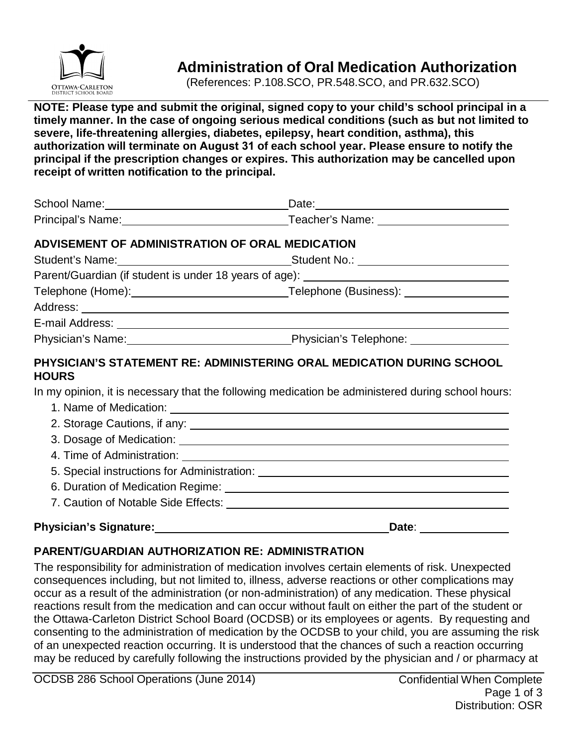# Administration of Oral Medication Authorization

(References: P.108.SCO, PR.548.SCO, and PR.632.SCO)

**NOTE: Please type and submit the original, signed copy to your child's school principal in a timely manner. In the case of ongoing serious medical conditions (such as but not limited to severe, life-threatening allergies, diabetes, epilepsy, heart condition, asthma), this authorization will terminate on August 31 of each school year. Please ensure to notify the principal if the prescription changes or expires. This authorization may be cancelled upon receipt of written notification to the principal.**

School Name: ______________________ Date: ______________________

Principal's Name: ______________________ Teacher's Name: ______________________

## ADVISEMENT OF ADMINISTRATION OF ORAL MEDICATION

Student's Name: ______________________ Student No.: ______________________

Parent/Guardian (if student is under 18 years of age): ______________________

Telephone (Home): ______________________ Telephone (Business): ______________________

Address: ______________________

E-mail Address: ______________________

Physician's Name: ______________________ Physician's Telephone: ______________________

## PHYSICIAN'S STATEMENT RE: ADMINISTERING ORAL MEDICATION DURING SCHOOL HOURS

In my opinion, it is necessary that the following medication be administered during school hours:

1. Name of Medication: ______________________
2. Storage Cautions, if any: ______________________
3. Dosage of Medication: ______________________
4. Time of Administration: ______________________
5. Special instructions for Administration: ______________________
6. Duration of Medication Regime: ______________________
7. Caution of Notable Side Effects: ______________________

**Physician's Signature:** ______________________ **Date**: ______________________

## PARENT/GUARDIAN AUTHORIZATION RE: ADMINISTRATION

The responsibility for administration of medication involves certain elements of risk. Unexpected consequences including, but not limited to, illness, adverse reactions or other complications may occur as a result of the administration (or non-administration) of any medication. These physical reactions result from the medication and can occur without fault on either the part of the student or the Ottawa-Carleton District School Board (OCDSB) or its employees or agents. By requesting and consenting to the administration of medication by the OCDSB to your child, you are assuming the risk of an unexpected reaction occurring. It is understood that the chances of such a reaction occurring may be reduced by carefully following the instructions provided by the physician and / or pharmacy at

OCDSB 286 School Operations (June 2014)

Confidential When Complete

Distribution: OSR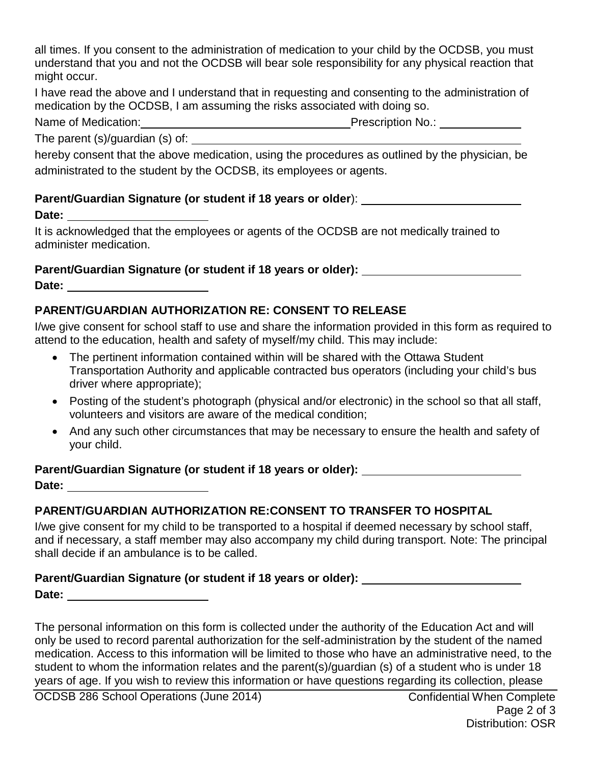all times. If you consent to the administration of medication to your child by the OCDSB, you must understand that you and not the OCDSB will bear sole responsibility for any physical reaction that might occur.

I have read the above and I understand that in requesting and consenting to the administration of medication by the OCDSB, I am assuming the risks associated with doing so.

Name of Medication: ________________________________ Prescription No.: ____________

The parent (s)/guardian (s) of: ______________________________________________________

hereby consent that the above medication, using the procedures as outlined by the physician, be administrated to the student by the OCDSB, its employees or agents.

**Parent/Guardian Signature (or student if 18 years or older)**: ________________________

**Date:** ____________________

It is acknowledged that the employees or agents of the OCDSB are not medically trained to administer medication.

**Parent/Guardian Signature (or student if 18 years or older):** ________________________

**Date:** ____________________

**PARENT/GUARDIAN AUTHORIZATION RE: CONSENT TO RELEASE**

I/we give consent for school staff to use and share the information provided in this form as required to attend to the education, health and safety of myself/my child. This may include:

- The pertinent information contained within will be shared with the Ottawa Student Transportation Authority and applicable contracted bus operators (including your child's bus driver where appropriate);
- Posting of the student's photograph (physical and/or electronic) in the school so that all staff, volunteers and visitors are aware of the medical condition;
- And any such other circumstances that may be necessary to ensure the health and safety of your child.

**Parent/Guardian Signature (or student if 18 years or older):** ________________________

**Date:** ____________________

**PARENT/GUARDIAN AUTHORIZATION RE:CONSENT TO TRANSFER TO HOSPITAL**

I/we give consent for my child to be transported to a hospital if deemed necessary by school staff, and if necessary, a staff member may also accompany my child during transport. Note: The principal shall decide if an ambulance is to be called.

**Parent/Guardian Signature (or student if 18 years or older):** ________________________

**Date:** ____________________

The personal information on this form is collected under the authority of the Education Act and will only be used to record parental authorization for the self-administration by the student of the named medication. Access to this information will be limited to those who have an administrative need, to the student to whom the information relates and the parent(s)/guardian (s) of a student who is under 18 years of age. If you wish to review this information or have questions regarding its collection, please

OCDSB 286 School Operations (June 2014)

Confidential When Complete

Distribution: OSR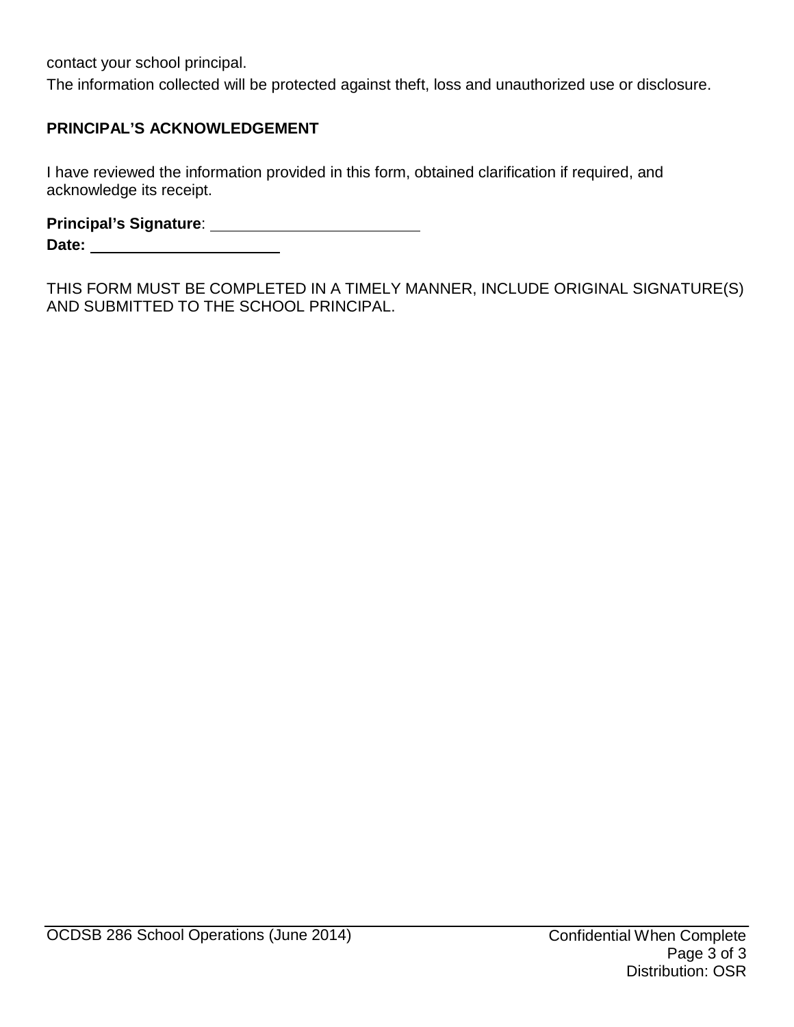contact your school principal.

The information collected will be protected against theft, loss and unauthorized use or disclosure.

**PRINCIPAL'S ACKNOWLEDGEMENT**

I have reviewed the information provided in this form, obtained clarification if required, and acknowledge its receipt.

**Principal's Signature**: ________________________

**Date:** ______________________

THIS FORM MUST BE COMPLETED IN A TIMELY MANNER, INCLUDE ORIGINAL SIGNATURE(S) AND SUBMITTED TO THE SCHOOL PRINCIPAL.

OCDSB 286 School Operations (June 2014)

Confidential When Complete

Distribution: OSR